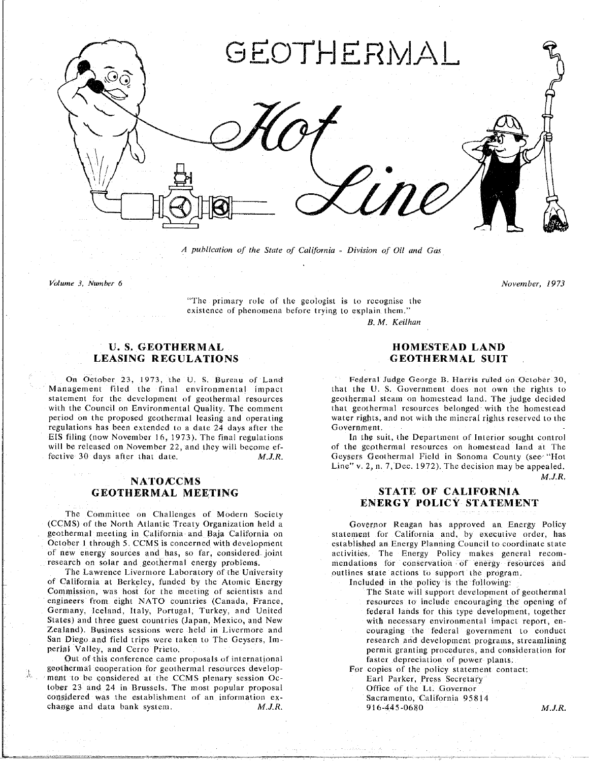# GEOTHERMAL *Hot Line*

*A publication of the State of California - Division of Oil and Gas*

*Volume 3, Number 6*

*November, 1973*

"The primary role of the geologist is to recognise the existence of phenomena before trying to explain them."

*B. M. Keilhan*

## U. S. GEOTHERMAL LEASING REGULATIONS

On October 23, 1973, the U. S. Bureau of Land Management filed the final environmental impact statement for the development of geothermal resources with the Council on Environmental Quality. The comment period on the proposed geothermal leasing and operating regulations has been extended to a date 24 days after the EIS filing (now November 16, 1973). The final regulations will be released on November 22, and they will become effective 30 days after that date. *M.J.R.*

## NATO/CCMS GEOTHERMAL MEETING

The Committee on Challenges of Modern Society (CCMS) of the North Atlantic Treaty Organization held a geothermal meeting in California and Baja California on October 1 through 5. CCMS is concerned with development of new energy sources and has, so far, considered joint research on solar and geothermal energy problems.

The Lawrence Livermore Laboratory of the University of California at Berkeley, funded by the Atomic Energy Commission, was host for the meeting of scientists and engineers from eight NATO countries (Canada, France, Germany, Iceland, Italy, Portugal, Turkey, and United States) and three guest countries (Japan, Mexico, and New Zealand). Business sessions were held in Livermore and San Diego and field trips were taken to The Geysers, Imperial Valley, and Cerro Prieto.

Out of this conference came proposals of international geothermal cooperation for geothermal resources development to be considered at the CCMS plenary session October 23 and 24 in Brussels. The most popular proposal considered was the establishment of an information exchange and data bank system. *M.J.R.*

## HOMESTEAD LAND GEOTHERMAL SUIT

Federal Judge George B. Harris ruled on October 30, that the U. S. Government does not own the rights to geothermal steam on homestead land. The judge decided that geothermal resources belonged with the homestead water rights, and not with the mineral rights reserved to the Government.

In the suit, the Department of Interior sought control of the geothermal resources on homestead land at The Geysers Geothermal Field in Sonoma County (see "Hot Line" v. 2, n. 7, Dec. 1972). The decision may be appealed. *M.J.R.*

## STATE OF CALIFORNIA ENERGY POLICY STATEMENT

Governor Reagan has approved an Energy Policy statement for California and, by executive order, has established an Energy Planning Council to coordinate state activities. The Energy Policy makes general recommendations for conservation of energy resources and outlines state actions to support the program.

Included in the policy is the following:

> The State will support development of geothermal resources to include encouraging the opening of federal lands for this type development, together with necessary environmental impact report, encouraging the federal government to conduct research and development programs, streamlining permit granting procedures, and consideration for faster depreciation of power plants.

For copies of the policy statement contact:

Earl Parker, Press Secretary
Office of the Lt. Governor
Sacramento, California 95814
916-445-0680

*M.J.R.*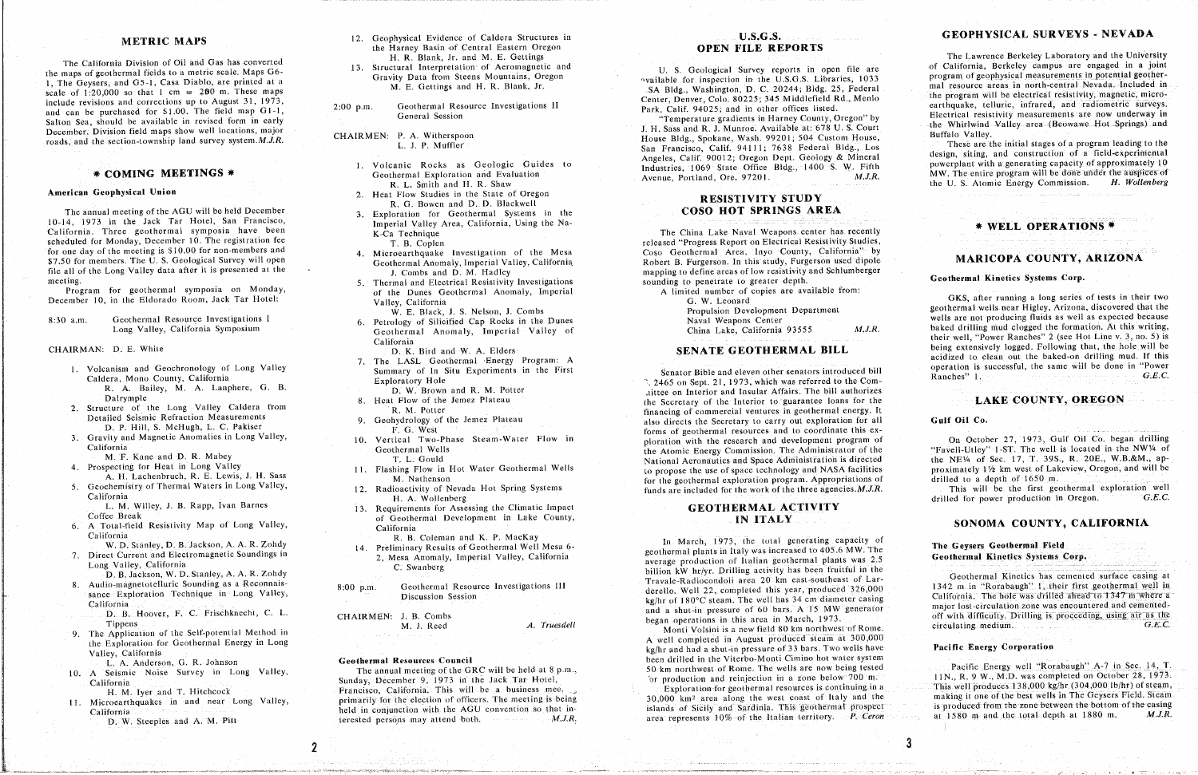## METRIC MAPS

The California Division of Oil and Gas has converted the maps of geothermal fields to a metric scale. Maps G6-1, The Geysers, and G5-1, Casa Diablo, are printed at a scale of 1:20,000 so that 1 cm = 200 m. These maps include revisions and corrections up to August 31, 1973, and can be purchased for $1.00. The field map G1-1, Salton Sea, should be available in revised form in early December. Division field maps show well locations, major roads, and the section-township land survey system. *M.J.R.*

## * COMING MEETINGS *

### American Geophysical Union

The annual meeting of the AGU will be held December 10-14, 1973 in the Jack Tar Hotel, San Francisco, California. Three geothermal symposia have been scheduled for Monday, December 10. The registration fee for one day of the meeting is $10.00 for non-members and $7.50 for members. The U. S. Geological Survey will open file all of the Long Valley data after it is presented at the meeting.

Program for geothermal symposia on Monday, December 10, in the Eldorado Room, Jack Tar Hotel:

8:30 a.m. Geothermal Resource Investigations I
Long Valley, California Symposium

CHAIRMAN: D. E. White

1. Volcanism and Geochronology of Long Valley Caldera, Mono County, California
   R. A. Bailey, M. A. Lanphere, G. B. Dalrymple
2. Structure of the Long Valley Caldera from Detailed Seismic Refraction Measurements
   D. P. Hill, S. McHugh, L. C. Pakiser
3. Gravity and Magnetic Anomalies in Long Valley, California
   M. F. Kane and D. R. Mabey
4. Prospecting for Heat in Long Valley
   A. H. Lachenbruch, R. E. Lewis, J. H. Sass
5. Geochemistry of Thermal Waters in Long Valley, California
   L. M. Willey, J. B. Rapp, Ivan Barnes

Coffee Break

6. A Total-field Resistivity Map of Long Valley, California
   W. D. Stanley, D. B. Jackson, A. A. R. Zohdy
7. Direct Current and Electromagnetic Soundings in Long Valley, California
   D. B. Jackson, W. D. Stanley, A. A. R. Zohdy
8. Audio-magnetotelluric Sounding as a Reconnaissance Exploration Technique in Long Valley, California
   D. B. Hoover, F. C. Frischknecht, C. L. Tippens
9. The Application of the Self-potential Method in the Exploration for Geothermal Energy in Long Valley, California
   L. A. Anderson, G. R. Johnson
10. A Seismic Noise Survey in Long Valley, California
    H. M. Iyer and T. Hitchcock
11. Microearthquakes in and near Long Valley, California
    D. W. Steeples and A. M. Pitt
12. Geophysical Evidence of Caldera Structures in the Harney Basin of Central Eastern Oregon
    H. R. Blank, Jr. and M. E. Gettings
13. Structural Interpretation of Aeromagnetic and Gravity Data from Steens Mountains, Oregon
    M. E. Gettings and H. R. Blank, Jr.

2:00 p.m. Geothermal Resource Investigations II
General Session

CHAIRMEN: P. A. Witherspoon
L. J. P. Muffler

1. Volcanic Rocks as Geologic Guides to Geothermal Exploration and Evaluation
   R. L. Smith and H. R. Shaw
2. Heat Flow Studies in the State of Oregon
   R. G. Bowen and D. D. Blackwell
3. Exploration for Geothermal Systems in the Imperial Valley Area, California, Using the Na-K-Ca Technique
   T. B. Coplen
4. Microearthquake Investigation of the Mesa Geothermal Anomaly, Imperial Valley, California
   J. Combs and D. M. Hadley
5. Thermal and Electrical Resistivity Investigations of the Dunes Geothermal Anomaly, Imperial Valley, California
   W. E. Black, J. S. Nelson, J. Combs
6. Petrology of Silicified Cap Rocks in the Dunes Geothermal Anomaly, Imperial Valley of California
   D. K. Bird and W. A. Elders
7. The LASL Geothermal Energy Program: A Summary of In Situ Experiments in the First Exploratory Hole
   D. W. Brown and R. M. Potter
8. Heat Flow of the Jemez Plateau
   R. M. Potter
9. Geohydrology of the Jemez Plateau
   F. G. West
10. Vertical Two-Phase Steam-Water Flow in Geothermal Wells
    T. L. Gould
11. Flashing Flow in Hot Water Geothermal Wells
    M. Nathenson
12. Radioactivity of Nevada Hot Spring Systems
    H. A. Wollenberg
13. Requirements for Assessing the Climatic Impact of Geothermal Development in Lake County, California
    R. B. Coleman and K. P. MacKay
14. Preliminary Results of Geothermal Well Mesa 6-2, Mesa Anomaly, Imperial Valley, California
    C. Swanberg

8:00 p.m. Geothermal Resource Investigations III
Discussion Session

CHAIRMEN: J. B. Combs
M. J. Reed

*A. Truesdell*

### Geothermal Resources Council

The annual meeting of the GRC will be held at 8 p.m., Sunday, December 9, 1973 in the Jack Tar Hotel, Francisco, California. This will be a business meeting, primarily for the election of officers. The meeting is being held in conjunction with the AGU convention so that interested persons may attend both. *M.J.R.*

## U.S.G.S. OPEN FILE REPORTS

U. S. Geological Survey reports in open file are available for inspection in the U.S.G.S. Libraries, 1033 GSA Bldg., Washington, D. C. 20244; Bldg. 25, Federal Center, Denver, Colo. 80225; 345 Middlefield Rd., Menlo Park, Calif. 94025; and in other offices listed.

"Temperature gradients in Harney County, Oregon" by J. H. Sass and R. J. Munroe. Available at: 678 U. S. Court House Bldg., Spokane, Wash. 99201; 504 Custom House, San Francisco, Calif. 94111; 7638 Federal Bldg., Los Angeles, Calif. 90012; Oregon Dept. Geology & Mineral Industries, 1069 State Office Bldg., 1400 S. W. Fifth Avenue, Portland, Ore. 97201. *M.J.R.*

## RESISTIVITY STUDY COSO HOT SPRINGS AREA

The China Lake Naval Weapons center has recently released "Progress Report on Electrical Resistivity Studies, Coso Geothermal Area, Inyo County, California" by Robert B. Furgerson. In this study, Furgerson used dipole mapping to define areas of low resistivity and Schlumberger sounding to penetrate to greater depth.

A limited number of copies are available from:
G. W. Leonard
Propulsion Development Department
Naval Weapons Center
China Lake, California 93555 *M.J.R.*

## SENATE GEOTHERMAL BILL

Senator Bible and eleven other senators introduced bill S. 2465 on Sept. 21, 1973, which was referred to the Committee on Interior and Insular Affairs. The bill authorizes the Secretary of the Interior to guarantee loans for the financing of commercial ventures in geothermal energy. It also directs the Secretary to carry out exploration for all forms of geothermal resources and to coordinate this exploration with the research and development program of the Atomic Energy Commission. The Administrator of the National Aeronautics and Space Administration is directed to propose the use of space technology and NASA facilities for the geothermal exploration program. Appropriations of funds are included for the work of the three agencies. *M.J.R.*

## GEOTHERMAL ACTIVITY IN ITALY

In March, 1973, the total generating capacity of geothermal plants in Italy was increased to 405.6 MW. The average production of Italian geothermal plants was 2.5 billion kW hr/yr. Drilling activity has been fruitful in the Travale-Radicondoli area 20 km east-southeast of Larderello. Well 22, completed this year, produced 326,000 kg/hr of 180°C steam. The well has 34 cm diameter casing and a shut-in pressure of 60 bars. A 15 MW generator began operations in this area in March, 1973.

Monti Volsini is a new field 80 km northwest of Rome. A well completed in August produced steam at 300,000 kg/hr and had a shut-in pressure of 33 bars. Two wells have been drilled in the Viterbo-Monti Cimino hot water system 50 km northwest of Rome. The wells are now being tested for production and reinjection in a zone below 700 m.

Exploration for geothermal resources is continuing in a 30,000 km² area along the west coast of Italy and the islands of Sicily and Sardinia. This geothermal prospect area represents 10% of the Italian territory. *P. Ceron*

## GEOPHYSICAL SURVEYS - NEVADA

The Lawrence Berkeley Laboratory and the University of California, Berkeley campus are engaged in a joint program of geophysical measurements in potential geothermal resource areas in north-central Nevada. Included in the program will be electrical resistivity, magnetic, microearthquake, telluric, infrared, and radiometric surveys. Electrical resistivity measurements are now underway in the Whirlwind Valley area (Beowawe Hot Springs) and Buffalo Valley.

These are the initial stages of a program leading to the design, siting, and construction of a field-experimental powerplant with a generating capacity of approximately 10 MW. The entire program will be done under the auspices of the U. S. Atomic Energy Commission. *H. Wollenberg*

## * WELL OPERATIONS *

### MARICOPA COUNTY, ARIZONA

#### Geothermal Kinetics Systems Corp.

GKS, after running a long series of tests in their two geothermal wells near Higley, Arizona, discovered that the wells are not producing fluids as well as expected because baked drilling mud clogged the formation. At this writing, their well, "Power Ranches" 2 (see Hot Line v. 3, no. 5) is being extensively logged. Following that, the hole will be acidized to clean out the baked-on drilling mud. If this operation is successful, the same will be done in "Power Ranches" 1. *G.E.C.*

### LAKE COUNTY, OREGON

#### Gulf Oil Co.

On October 27, 1973, Gulf Oil Co. began drilling "Favell-Utley" 1-ST. The well is located in the NW¼ of the NE¼ of Sec. 17, T. 39S., R. 20E., W.B.&M., approximately 1½ km west of Lakeview, Oregon, and will be drilled to a depth of 1650 m.

This will be the first geothermal exploration well drilled for power production in Oregon. *G.E.C.*

### SONOMA COUNTY, CALIFORNIA

#### The Geysers Geothermal Field
#### Geothermal Kinetics Systems Corp.

Geothermal Kinetics has cemented surface casing at 1342 m in "Rorabaugh" 1, their first geothermal well in California. The hole was drilled ahead to 1347 m where a major lost-circulation zone was encountered and cemented-off with difficulty. Drilling is proceeding, using air as the circulating medium. *G.E.C.*

#### Pacific Energy Corporation

Pacific Energy well "Rorabaugh" A-7 in Sec. 14, T. 11N., R. 9 W., M.D. was completed on October 28, 1973. This well produces 138,000 kg/hr (304,000 lb/hr) of steam, making it one of the best wells in The Geysers Field. Steam is produced from the zone between the bottom of the casing at 1580 m and the total depth at 1880 m. *M.J.R.*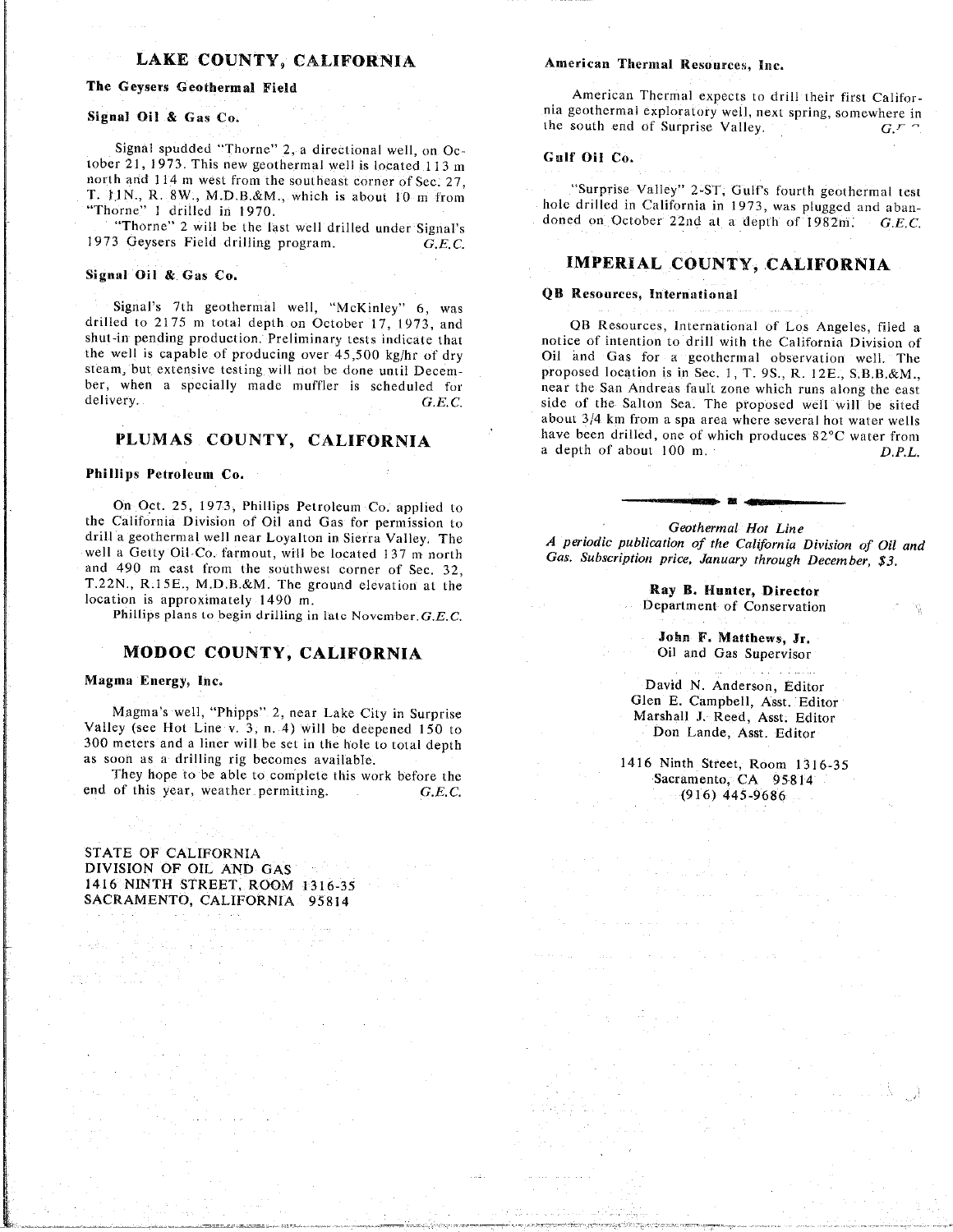## LAKE COUNTY, CALIFORNIA

### The Geysers Geothermal Field

#### Signal Oil & Gas Co.

Signal spudded "Thorne" 2, a directional well, on October 21, 1973. This new geothermal well is located 113 m north and 114 m west from the southeast corner of Sec. 27, T. 11N., R. 8W., M.D.B.&M., which is about 10 m from "Thorne" 1 drilled in 1970.

"Thorne" 2 will be the last well drilled under Signal's 1973 Geysers Field drilling program. *G.E.C.*

#### Signal Oil & Gas Co.

Signal's 7th geothermal well, "McKinley" 6, was drilled to 2175 m total depth on October 17, 1973, and shut-in pending production. Preliminary tests indicate that the well is capable of producing over 45,500 kg/hr of dry steam, but extensive testing will not be done until December, when a specially made muffler is scheduled for delivery. *G.E.C.*

## PLUMAS COUNTY, CALIFORNIA

#### Phillips Petroleum Co.

On Oct. 25, 1973, Phillips Petroleum Co. applied to the California Division of Oil and Gas for permission to drill a geothermal well near Loyalton in Sierra Valley. The well a Getty Oil Co. farmout, will be located 137 m north and 490 m east from the southwest corner of Sec. 32, T.22N., R.15E., M.D.B.&M. The ground elevation at the location is approximately 1490 m.

Phillips plans to begin drilling in late November. *G.E.C.*

## MODOC COUNTY, CALIFORNIA

#### Magma Energy, Inc.

Magma's well, "Phipps" 2, near Lake City in Surprise Valley (see Hot Line v. 3, n. 4) will be deepened 150 to 300 meters and a liner will be set in the hole to total depth as soon as a drilling rig becomes available.

They hope to be able to complete this work before the end of this year, weather permitting. *G.E.C.*

#### American Thermal Resources, Inc.

American Thermal expects to drill their first California geothermal exploratory well, next spring, somewhere in the south end of Surprise Valley. *G.E.C.*

#### Gulf Oil Co.

"Surprise Valley" 2-ST, Gulf's fourth geothermal test hole drilled in California in 1973, was plugged and abandoned on October 22nd at a depth of 1982m. *G.E.C.*

## IMPERIAL COUNTY, CALIFORNIA

#### QB Resources, International

QB Resources, International of Los Angeles, filed a notice of intention to drill with the California Division of Oil and Gas for a geothermal observation well. The proposed location is in Sec. 1, T. 9S., R. 12E., S.B.B.&M., near the San Andreas fault zone which runs along the east side of the Salton Sea. The proposed well will be sited about 3/4 km from a spa area where several hot water wells have been drilled, one of which produces 82°C water from a depth of about 100 m. *D.P.L.*

---

*Geothermal Hot Line*
*A periodic publication of the California Division of Oil and Gas. Subscription price, January through December, $3.*

**Ray B. Hunter, Director**
Department of Conservation

**John F. Matthews, Jr.**
Oil and Gas Supervisor

David N. Anderson, Editor
Glen E. Campbell, Asst. Editor
Marshall J. Reed, Asst. Editor
Don Lande, Asst. Editor

1416 Ninth Street, Room 1316-35
Sacramento, CA 95814
(916) 445-9686

STATE OF CALIFORNIA
DIVISION OF OIL AND GAS
1416 NINTH STREET, ROOM 1316-35
SACRAMENTO, CALIFORNIA 95814